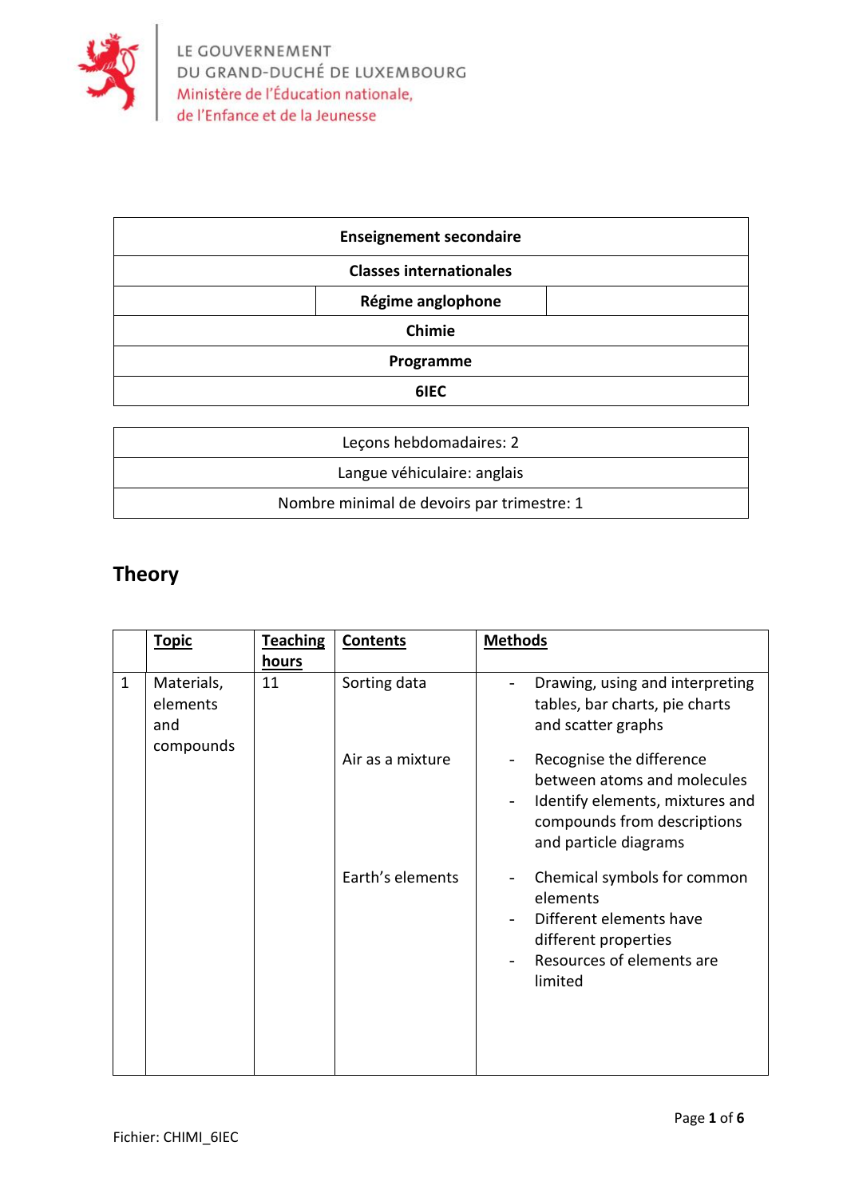LE GOUVERNEMENT
DU GRAND-DUCHÉ DE LUXEMBOURG
Ministère de l'Éducation nationale,
de l'Enfance et de la Jeunesse

| **Enseignement secondaire** |
|---|
| **Classes internationales** |
| **Régime anglophone** |
| **Chimie** |
| **Programme** |
| **6IEC** |

| Leçons hebdomadaires: 2 |
|---|
| Langue véhiculaire: anglais |
| Nombre minimal de devoirs par trimestre: 1 |

## Theory

| | Topic | Teaching hours | Contents | Methods |
|---|---|---|---|---|
| 1 | Materials, elements and compounds | 11 | Sorting data | - Drawing, using and interpreting tables, bar charts, pie charts and scatter graphs |
| | | | Air as a mixture | - Recognise the difference between atoms and molecules<br>- Identify elements, mixtures and compounds from descriptions and particle diagrams |
| | | | Earth's elements | - Chemical symbols for common elements<br>- Different elements have different properties<br>- Resources of elements are limited |

Fichier: CHIMI_6IEC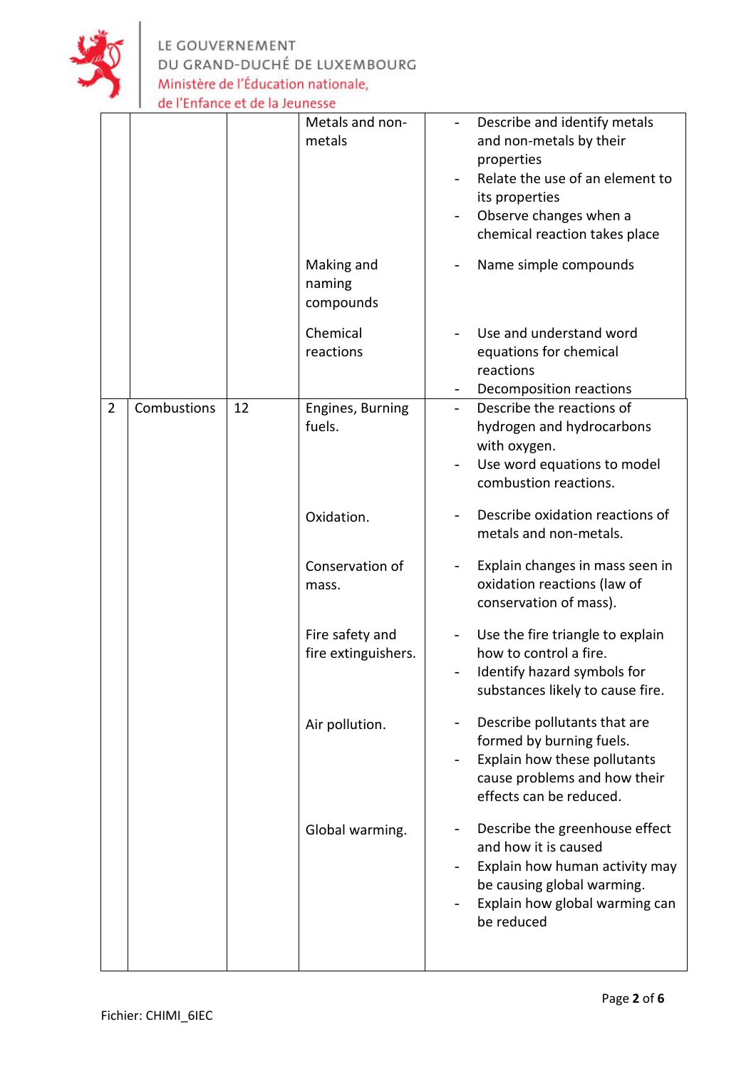| | | | | |
|---|---|---|---|---|
| | | | Metals and non-metals | - Describe and identify metals and non-metals by their properties<br>- Relate the use of an element to its properties<br>- Observe changes when a chemical reaction takes place |
| | | | Making and naming compounds | - Name simple compounds |
| | | | Chemical reactions | - Use and understand word equations for chemical reactions<br>- Decomposition reactions |
| 2 | Combustions | 12 | Engines, Burning fuels. | - Describe the reactions of hydrogen and hydrocarbons with oxygen.<br>- Use word equations to model combustion reactions. |
| | | | Oxidation. | - Describe oxidation reactions of metals and non-metals. |
| | | | Conservation of mass. | - Explain changes in mass seen in oxidation reactions (law of conservation of mass). |
| | | | Fire safety and fire extinguishers. | - Use the fire triangle to explain how to control a fire.<br>- Identify hazard symbols for substances likely to cause fire. |
| | | | Air pollution. | - Describe pollutants that are formed by burning fuels.<br>- Explain how these pollutants cause problems and how their effects can be reduced. |
| | | | Global warming. | - Describe the greenhouse effect and how it is caused<br>- Explain how human activity may be causing global warming.<br>- Explain how global warming can be reduced |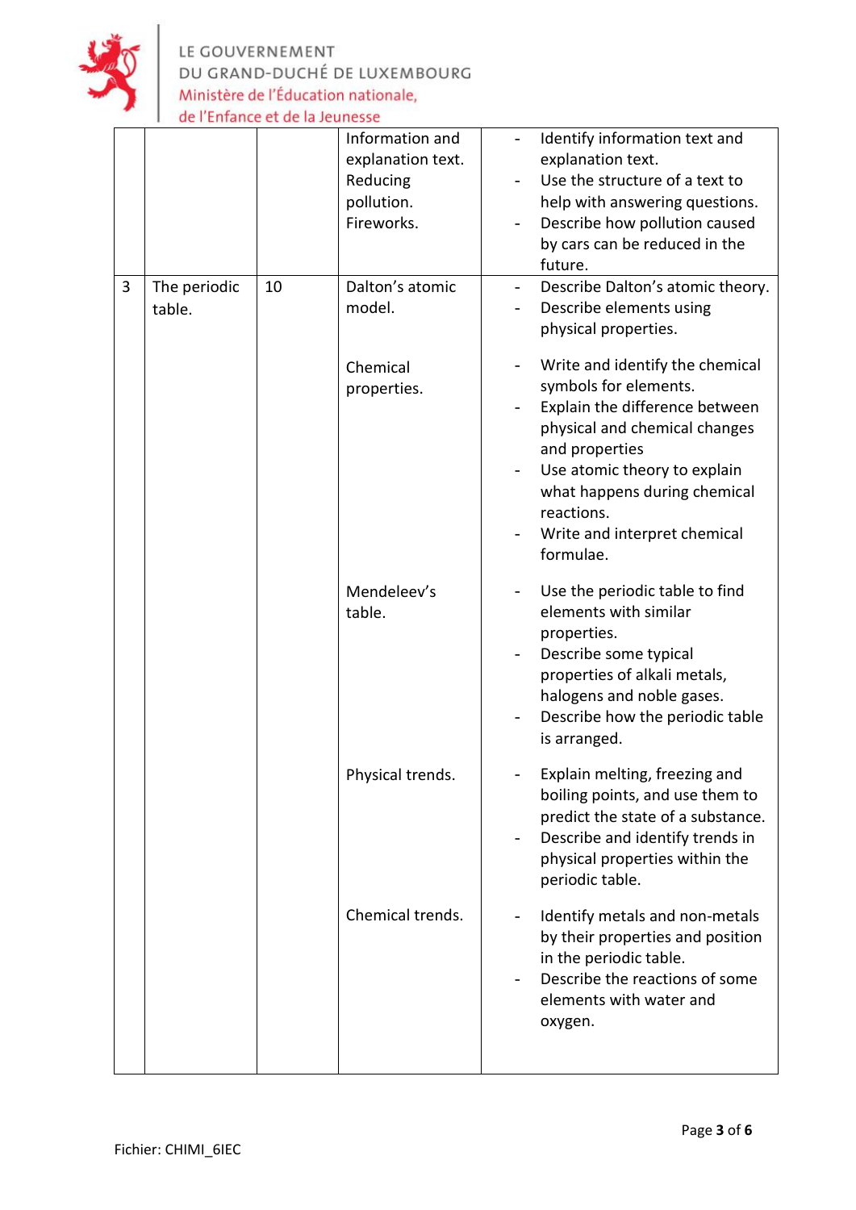| | | | | |
|---|---|---|---|---|
| | | | Information and explanation text. Reducing pollution. Fireworks. | - Identify information text and explanation text.<br>- Use the structure of a text to help with answering questions.<br>- Describe how pollution caused by cars can be reduced in the future. |
| 3 | The periodic table. | 10 | Dalton's atomic model. | - Describe Dalton's atomic theory.<br>- Describe elements using physical properties. |
| | | | Chemical properties. | - Write and identify the chemical symbols for elements.<br>- Explain the difference between physical and chemical changes and properties<br>- Use atomic theory to explain what happens during chemical reactions.<br>- Write and interpret chemical formulae. |
| | | | Mendeleev's table. | - Use the periodic table to find elements with similar properties.<br>- Describe some typical properties of alkali metals, halogens and noble gases.<br>- Describe how the periodic table is arranged. |
| | | | Physical trends. | - Explain melting, freezing and boiling points, and use them to predict the state of a substance.<br>- Describe and identify trends in physical properties within the periodic table. |
| | | | Chemical trends. | - Identify metals and non-metals by their properties and position in the periodic table.<br>- Describe the reactions of some elements with water and oxygen. |

Fichier: CHIMI_6IEC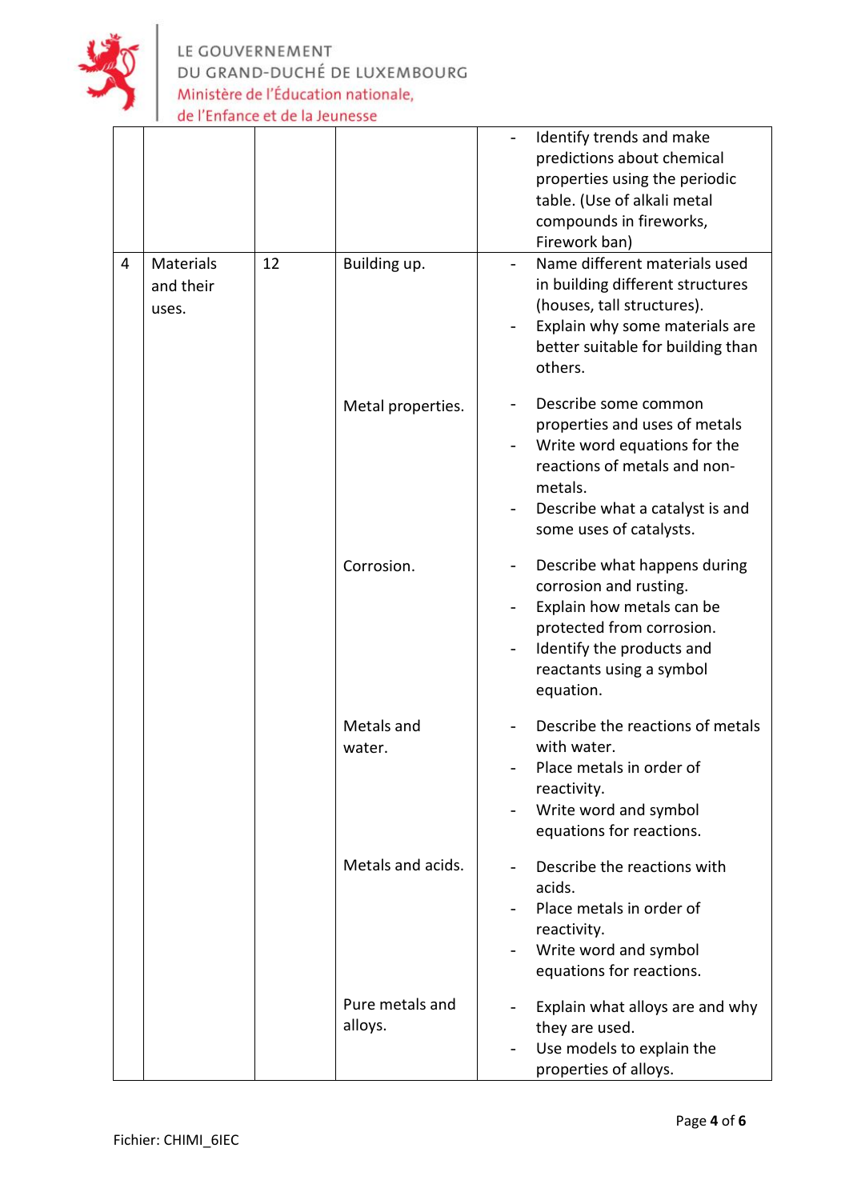| | | | | |
|---|---|---|---|---|
| | | | | - Identify trends and make predictions about chemical properties using the periodic table. (Use of alkali metal compounds in fireworks, Firework ban) |
| 4 | Materials and their uses. | 12 | Building up. | - Name different materials used in building different structures (houses, tall structures).<br>- Explain why some materials are better suitable for building than others. |
| | | | Metal properties. | - Describe some common properties and uses of metals<br>- Write word equations for the reactions of metals and non-metals.<br>- Describe what a catalyst is and some uses of catalysts. |
| | | | Corrosion. | - Describe what happens during corrosion and rusting.<br>- Explain how metals can be protected from corrosion.<br>- Identify the products and reactants using a symbol equation. |
| | | | Metals and water. | - Describe the reactions of metals with water.<br>- Place metals in order of reactivity.<br>- Write word and symbol equations for reactions. |
| | | | Metals and acids. | - Describe the reactions with acids.<br>- Place metals in order of reactivity.<br>- Write word and symbol equations for reactions. |
| | | | Pure metals and alloys. | - Explain what alloys are and why they are used.<br>- Use models to explain the properties of alloys. |

Fichier: CHIMI_6IEC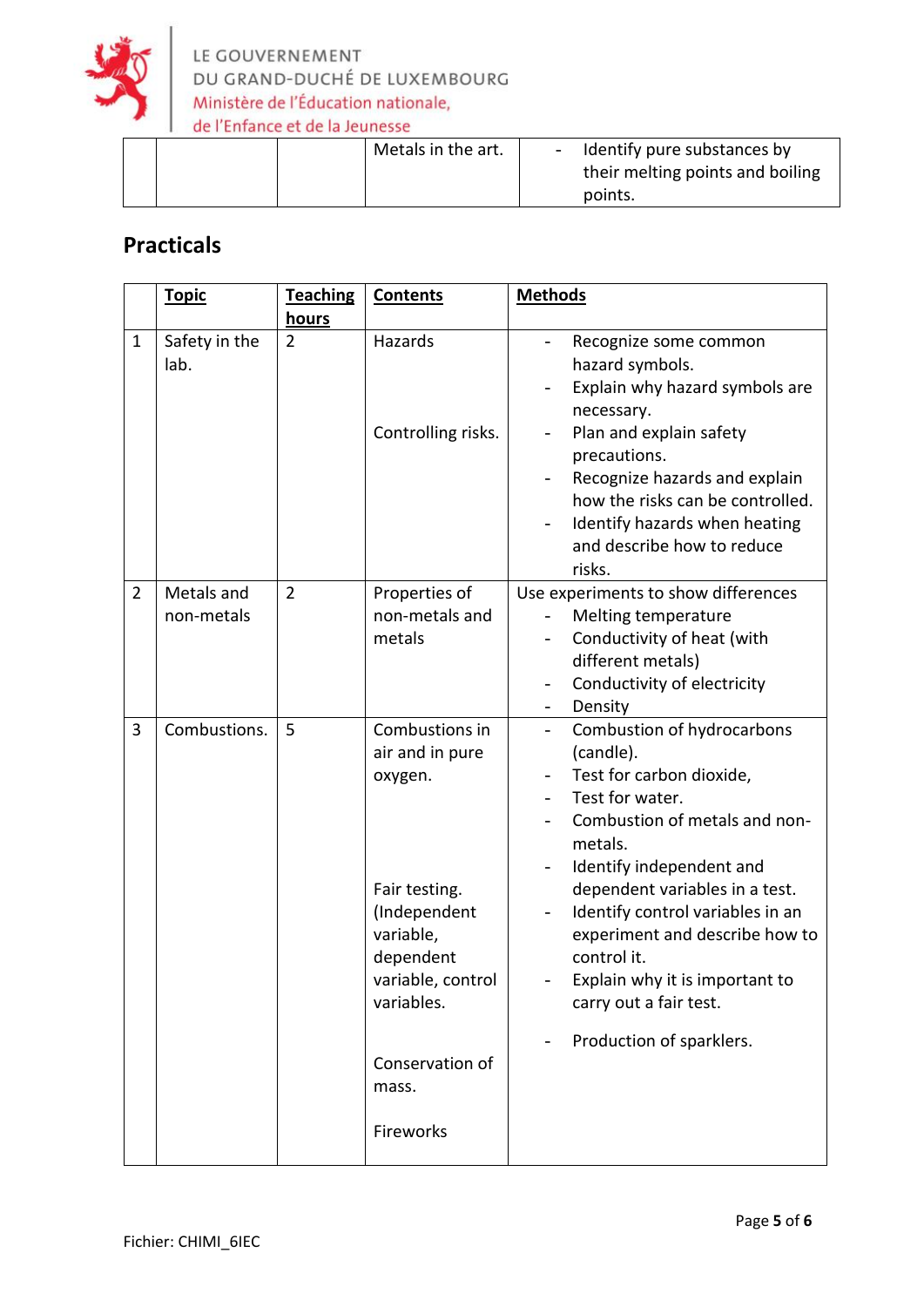|  |  |  | Metals in the art. | - Identify pure substances by their melting points and boiling points. |
|---|---|---|---|---|

## Practicals

|  | Topic | Teaching hours | Contents | Methods |
|---|---|---|---|---|
| 1 | Safety in the lab. | 2 | Hazards<br><br>Controlling risks. | - Recognize some common hazard symbols.<br>- Explain why hazard symbols are necessary.<br>- Plan and explain safety precautions.<br>- Recognize hazards and explain how the risks can be controlled.<br>- Identify hazards when heating and describe how to reduce risks. |
| 2 | Metals and non-metals | 2 | Properties of non-metals and metals | Use experiments to show differences<br>- Melting temperature<br>- Conductivity of heat (with different metals)<br>- Conductivity of electricity<br>- Density |
| 3 | Combustions. | 5 | Combustions in air and in pure oxygen.<br><br>Fair testing. (Independent variable, dependent variable, control variables.<br><br>Conservation of mass.<br><br>Fireworks | - Combustion of hydrocarbons (candle).<br>- Test for carbon dioxide,<br>- Test for water.<br>- Combustion of metals and non-metals.<br>- Identify independent and dependent variables in a test.<br>- Identify control variables in an experiment and describe how to control it.<br>- Explain why it is important to carry out a fair test.<br><br>- Production of sparklers. |

Fichier: CHIMI_6IEC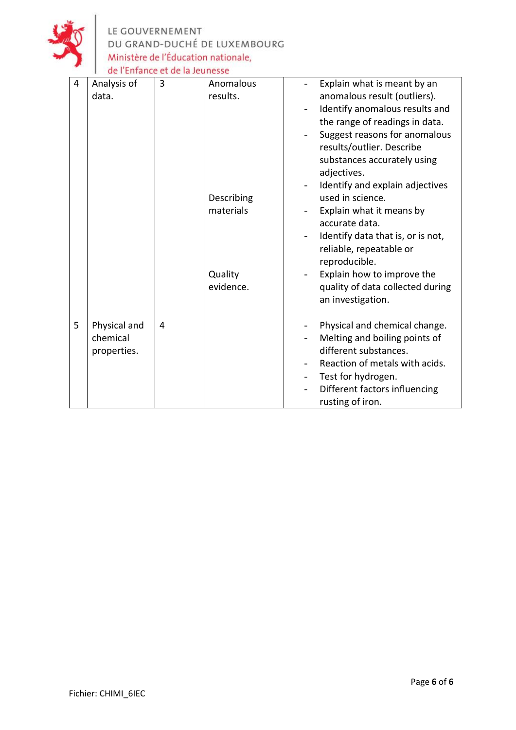| | | | | |
|---|---|---|---|---|
| 4 | Analysis of data. | 3 | Anomalous results.<br><br>Describing materials<br><br>Quality evidence. | - Explain what is meant by an anomalous result (outliers).<br>- Identify anomalous results and the range of readings in data.<br>- Suggest reasons for anomalous results/outlier. Describe substances accurately using adjectives.<br>- Identify and explain adjectives used in science.<br>- Explain what it means by accurate data.<br>- Identify data that is, or is not, reliable, repeatable or reproducible.<br>- Explain how to improve the quality of data collected during an investigation. |
| 5 | Physical and chemical properties. | 4 | | - Physical and chemical change.<br>- Melting and boiling points of different substances.<br>- Reaction of metals with acids.<br>- Test for hydrogen.<br>- Different factors influencing rusting of iron. |

Fichier: CHIMI_6IEC